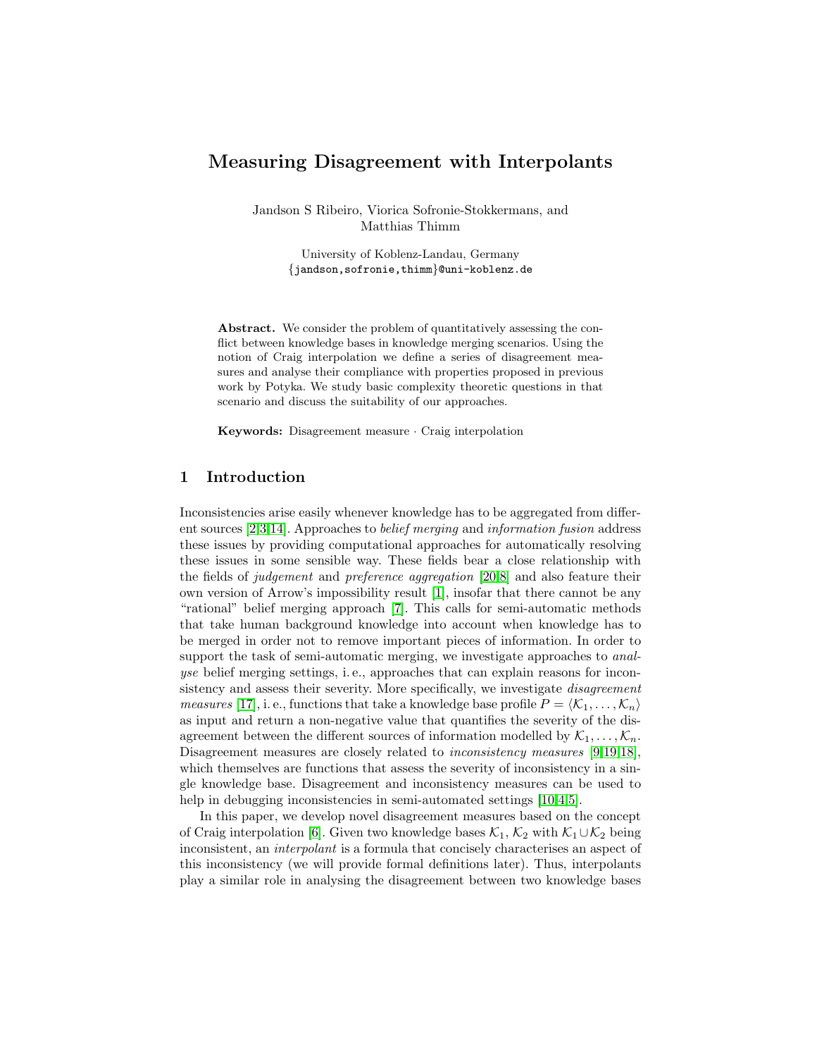# Measuring Disagreement with Interpolants

Jandson S Ribeiro, Viorica Sofronie-Stokkermans, and Matthias Thimm

University of Koblenz-Landau, Germany
{jandson,sofronie,thimm}@uni-koblenz.de

**Abstract.** We consider the problem of quantitatively assessing the conflict between knowledge bases in knowledge merging scenarios. Using the notion of Craig interpolation we define a series of disagreement measures and analyse their compliance with properties proposed in previous work by Potyka. We study basic complexity theoretic questions in that scenario and discuss the suitability of our approaches.

**Keywords:** Disagreement measure · Craig interpolation

## 1 Introduction

Inconsistencies arise easily whenever knowledge has to be aggregated from different sources [2,3,14]. Approaches to *belief merging* and *information fusion* address these issues by providing computational approaches for automatically resolving these issues in some sensible way. These fields bear a close relationship with the fields of *judgement* and *preference aggregation* [20,8] and also feature their own version of Arrow's impossibility result [1], insofar that there cannot be any "rational" belief merging approach [7]. This calls for semi-automatic methods that take human background knowledge into account when knowledge has to be merged in order not to remove important pieces of information. In order to support the task of semi-automatic merging, we investigate approaches to *analyse* belief merging settings, i. e., approaches that can explain reasons for inconsistency and assess their severity. More specifically, we investigate *disagreement measures* [17], i. e., functions that take a knowledge base profile $P = \langle \mathcal{K}_1, \ldots, \mathcal{K}_n \rangle$ as input and return a non-negative value that quantifies the severity of the disagreement between the different sources of information modelled by $\mathcal{K}_1, \ldots, \mathcal{K}_n$. Disagreement measures are closely related to *inconsistency measures* [9,19,18], which themselves are functions that assess the severity of inconsistency in a single knowledge base. Disagreement and inconsistency measures can be used to help in debugging inconsistencies in semi-automated settings [10,4,5].

In this paper, we develop novel disagreement measures based on the concept of Craig interpolation [6]. Given two knowledge bases $\mathcal{K}_1$, $\mathcal{K}_2$ with $\mathcal{K}_1 \cup \mathcal{K}_2$ being inconsistent, an *interpolant* is a formula that concisely characterises an aspect of this inconsistency (we will provide formal definitions later). Thus, interpolants play a similar role in analysing the disagreement between two knowledge bases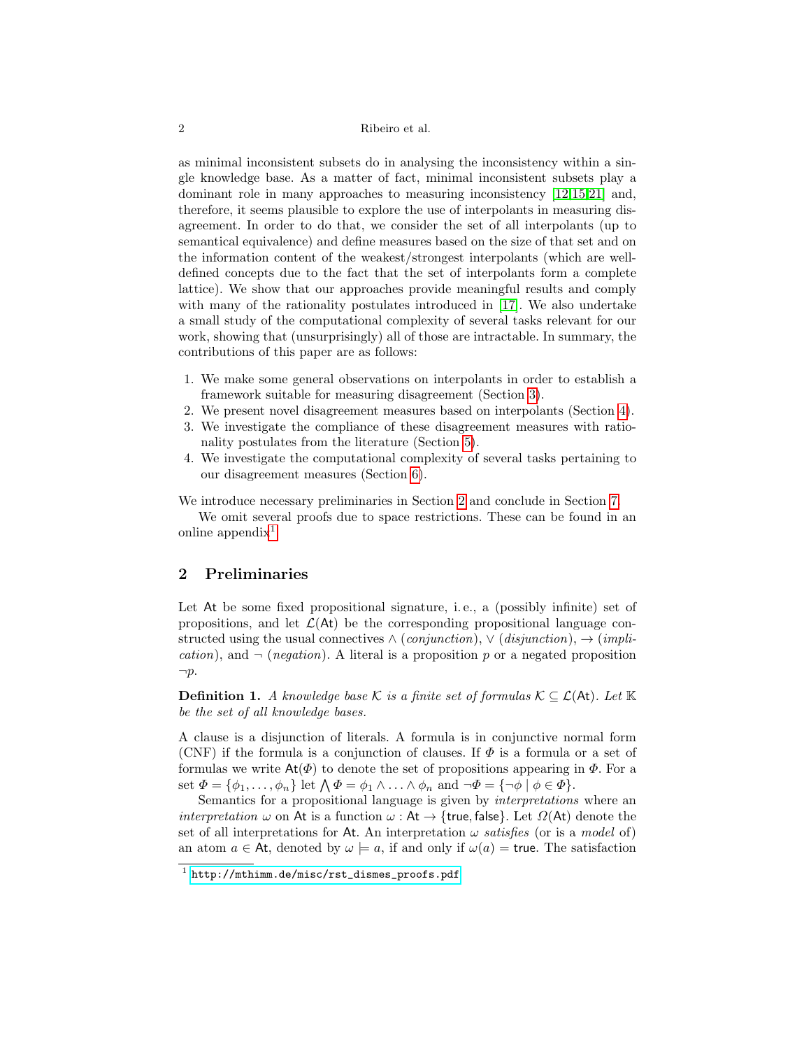as minimal inconsistent subsets do in analysing the inconsistency within a single knowledge base. As a matter of fact, minimal inconsistent subsets play a dominant role in many approaches to measuring inconsistency [12,15,21] and, therefore, it seems plausible to explore the use of interpolants in measuring disagreement. In order to do that, we consider the set of all interpolants (up to semantical equivalence) and define measures based on the size of that set and on the information content of the weakest/strongest interpolants (which are well-defined concepts due to the fact that the set of interpolants form a complete lattice). We show that our approaches provide meaningful results and comply with many of the rationality postulates introduced in [17]. We also undertake a small study of the computational complexity of several tasks relevant for our work, showing that (unsurprisingly) all of those are intractable. In summary, the contributions of this paper are as follows:

1. We make some general observations on interpolants in order to establish a framework suitable for measuring disagreement (Section 3).
2. We present novel disagreement measures based on interpolants (Section 4).
3. We investigate the compliance of these disagreement measures with rationality postulates from the literature (Section 5).
4. We investigate the computational complexity of several tasks pertaining to our disagreement measures (Section 6).

We introduce necessary preliminaries in Section 2 and conclude in Section 7.

We omit several proofs due to space restrictions. These can be found in an online appendix[1].

## 2 Preliminaries

Let $\mathsf{At}$ be some fixed propositional signature, i. e., a (possibly infinite) set of propositions, and let $\mathcal{L}(\mathsf{At})$ be the corresponding propositional language constructed using the usual connectives $\wedge$ (*conjunction*), $\vee$ (*disjunction*), $\rightarrow$ (*implication*), and $\neg$ (*negation*). A literal is a proposition $p$ or a negated proposition $\neg p$.

**Definition 1.** *A knowledge base $\mathcal{K}$ is a finite set of formulas $\mathcal{K} \subseteq \mathcal{L}(\mathsf{At})$. Let $\mathbb{K}$ be the set of all knowledge bases.*

A clause is a disjunction of literals. A formula is in conjunctive normal form (CNF) if the formula is a conjunction of clauses. If $\Phi$ is a formula or a set of formulas we write $\mathsf{At}(\Phi)$ to denote the set of propositions appearing in $\Phi$. For a set $\Phi = \{\phi_1, \ldots, \phi_n\}$ let $\bigwedge \Phi = \phi_1 \wedge \ldots \wedge \phi_n$ and $\neg\Phi = \{\neg\phi \mid \phi \in \Phi\}$.

Semantics for a propositional language is given by *interpretations* where an *interpretation* $\omega$ on $\mathsf{At}$ is a function $\omega : \mathsf{At} \rightarrow \{\mathsf{true}, \mathsf{false}\}$. Let $\Omega(\mathsf{At})$ denote the set of all interpretations for $\mathsf{At}$. An interpretation $\omega$ *satisfies* (or is a *model* of) an atom $a \in \mathsf{At}$, denoted by $\omega \models a$, if and only if $\omega(a) = \mathsf{true}$. The satisfaction

[1] http://mthimm.de/misc/rst_dismes_proofs.pdf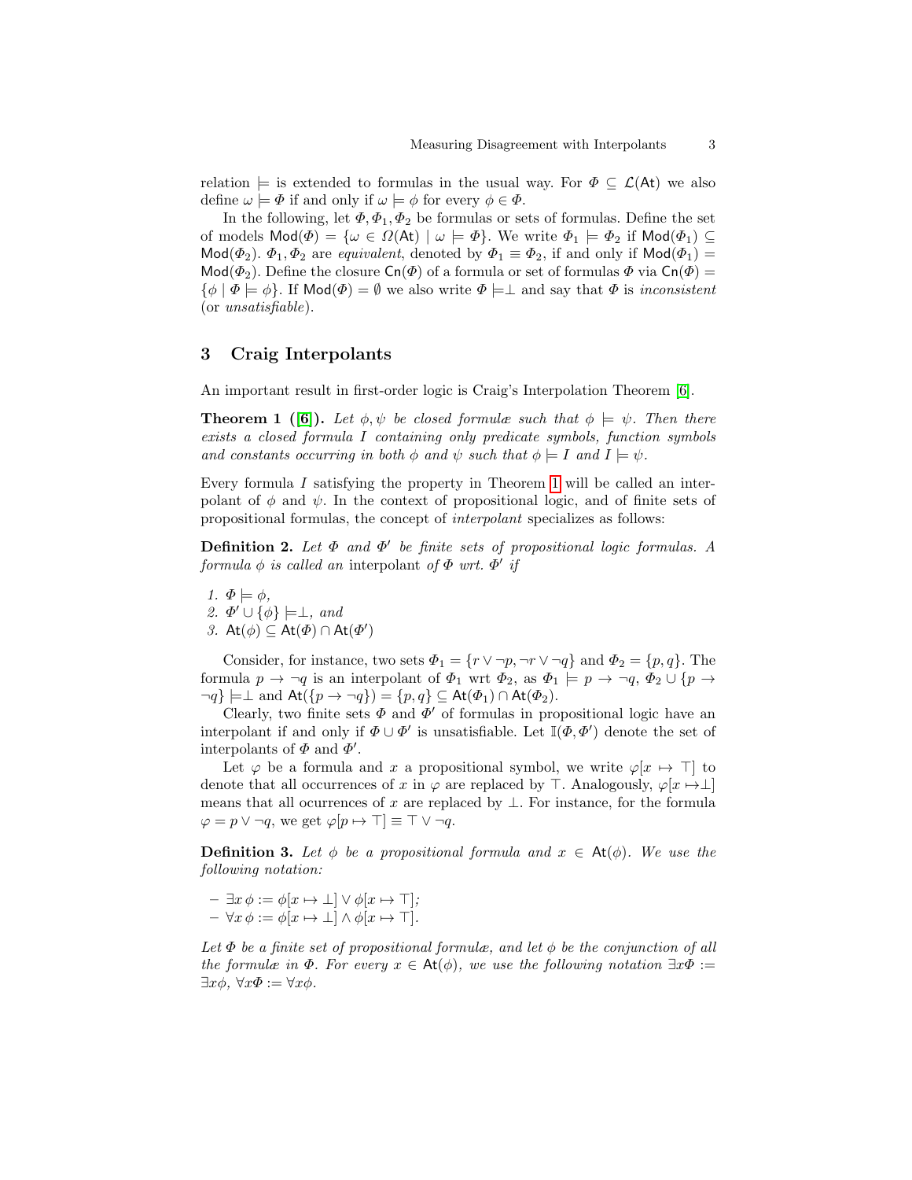relation $\models$ is extended to formulas in the usual way. For $\Phi \subseteq \mathcal{L}(\mathsf{At})$ we also define $\omega \models \Phi$ if and only if $\omega \models \phi$ for every $\phi \in \Phi$.

In the following, let $\Phi, \Phi_1, \Phi_2$ be formulas or sets of formulas. Define the set of models $\mathsf{Mod}(\Phi) = \{\omega \in \Omega(\mathsf{At}) \mid \omega \models \Phi\}$. We write $\Phi_1 \models \Phi_2$ if $\mathsf{Mod}(\Phi_1) \subseteq \mathsf{Mod}(\Phi_2)$. $\Phi_1, \Phi_2$ are *equivalent*, denoted by $\Phi_1 \equiv \Phi_2$, if and only if $\mathsf{Mod}(\Phi_1) = \mathsf{Mod}(\Phi_2)$. Define the closure $\mathsf{Cn}(\Phi)$ of a formula or set of formulas $\Phi$ via $\mathsf{Cn}(\Phi) = \{\phi \mid \Phi \models \phi\}$. If $\mathsf{Mod}(\Phi) = \emptyset$ we also write $\Phi \models \perp$ and say that $\Phi$ is *inconsistent* (or *unsatisfiable*).

## 3 Craig Interpolants

An important result in first-order logic is Craig's Interpolation Theorem [6].

**Theorem 1 ([6]).** *Let $\phi, \psi$ be closed formulæ such that $\phi \models \psi$. Then there exists a closed formula $I$ containing only predicate symbols, function symbols and constants occurring in both $\phi$ and $\psi$ such that $\phi \models I$ and $I \models \psi$.*

Every formula $I$ satisfying the property in Theorem 1 will be called an interpolant of $\phi$ and $\psi$. In the context of propositional logic, and of finite sets of propositional formulas, the concept of *interpolant* specializes as follows:

**Definition 2.** *Let $\Phi$ and $\Phi'$ be finite sets of propositional logic formulas. A formula $\phi$ is called an* interpolant *of $\Phi$ wrt. $\Phi'$ if*

1. $\Phi \models \phi$,
2. $\Phi' \cup \{\phi\} \models \perp$, *and*
3. $\mathsf{At}(\phi) \subseteq \mathsf{At}(\Phi) \cap \mathsf{At}(\Phi')$

Consider, for instance, two sets $\Phi_1 = \{r \vee \neg p, \neg r \vee \neg q\}$ and $\Phi_2 = \{p, q\}$. The formula $p \rightarrow \neg q$ is an interpolant of $\Phi_1$ wrt $\Phi_2$, as $\Phi_1 \models p \rightarrow \neg q$, $\Phi_2 \cup \{p \rightarrow \neg q\} \models \perp$ and $\mathsf{At}(\{p \rightarrow \neg q\}) = \{p, q\} \subseteq \mathsf{At}(\Phi_1) \cap \mathsf{At}(\Phi_2)$.

Clearly, two finite sets $\Phi$ and $\Phi'$ of formulas in propositional logic have an interpolant if and only if $\Phi \cup \Phi'$ is unsatisfiable. Let $\mathbb{I}(\Phi, \Phi')$ denote the set of interpolants of $\Phi$ and $\Phi'$.

Let $\varphi$ be a formula and $x$ a propositional symbol, we write $\varphi[x \mapsto \top]$ to denote that all occurrences of $x$ in $\varphi$ are replaced by $\top$. Analogously, $\varphi[x \mapsto \perp]$ means that all ocurrences of $x$ are replaced by $\perp$. For instance, for the formula $\varphi = p \vee \neg q$, we get $\varphi[p \mapsto \top] \equiv \top \vee \neg q$.

**Definition 3.** *Let $\phi$ be a propositional formula and $x \in \mathsf{At}(\phi)$. We use the following notation:*

- $\exists x\, \phi := \phi[x \mapsto \perp] \vee \phi[x \mapsto \top]$;
- $\forall x\, \phi := \phi[x \mapsto \perp] \wedge \phi[x \mapsto \top]$.

*Let $\Phi$ be a finite set of propositional formulæ, and let $\phi$ be the conjunction of all the formulæ in $\Phi$. For every $x \in \mathsf{At}(\phi)$, we use the following notation $\exists x \Phi := \exists x \phi$, $\forall x \Phi := \forall x \phi$.*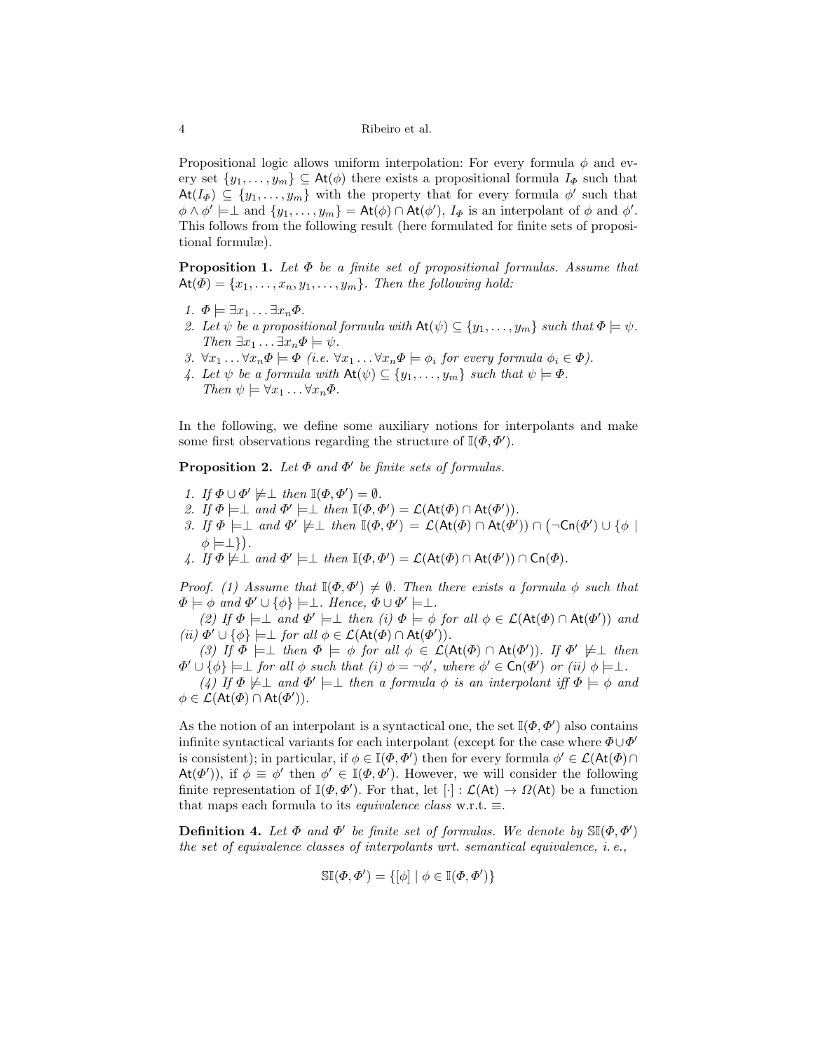Propositional logic allows uniform interpolation: For every formula $\phi$ and every set $\{y_1, \ldots, y_m\} \subseteq \mathsf{At}(\phi)$ there exists a propositional formula $I_\Phi$ such that $\mathsf{At}(I_\Phi) \subseteq \{y_1, \ldots, y_m\}$ with the property that for every formula $\phi'$ such that $\phi \wedge \phi' \models \perp$ and $\{y_1, \ldots, y_m\} = \mathsf{At}(\phi) \cap \mathsf{At}(\phi')$, $I_\Phi$ is an interpolant of $\phi$ and $\phi'$. This follows from the following result (here formulated for finite sets of propositional formulæ).

**Proposition 1.** *Let $\Phi$ be a finite set of propositional formulas. Assume that $\mathsf{At}(\Phi) = \{x_1, \ldots, x_n, y_1, \ldots, y_m\}$. Then the following hold:*

1. $\Phi \models \exists x_1 \ldots \exists x_n \Phi$.
2. *Let $\psi$ be a propositional formula with $\mathsf{At}(\psi) \subseteq \{y_1, \ldots, y_m\}$ such that $\Phi \models \psi$. Then $\exists x_1 \ldots \exists x_n \Phi \models \psi$.*
3. $\forall x_1 \ldots \forall x_n \Phi \models \Phi$ *(i.e. $\forall x_1 \ldots \forall x_n \Phi \models \phi_i$ for every formula $\phi_i \in \Phi$).*
4. *Let $\psi$ be a formula with $\mathsf{At}(\psi) \subseteq \{y_1, \ldots, y_m\}$ such that $\psi \models \Phi$. Then $\psi \models \forall x_1 \ldots \forall x_n \Phi$.*

In the following, we define some auxiliary notions for interpolants and make some first observations regarding the structure of $\mathbb{I}(\Phi, \Phi')$.

**Proposition 2.** *Let $\Phi$ and $\Phi'$ be finite sets of formulas.*

1. *If $\Phi \cup \Phi' \not\models \perp$ then $\mathbb{I}(\Phi, \Phi') = \emptyset$.*
2. *If $\Phi \models \perp$ and $\Phi' \models \perp$ then $\mathbb{I}(\Phi, \Phi') = \mathcal{L}(\mathsf{At}(\Phi) \cap \mathsf{At}(\Phi'))$.*
3. *If $\Phi \models \perp$ and $\Phi' \not\models \perp$ then $\mathbb{I}(\Phi, \Phi') = \mathcal{L}(\mathsf{At}(\Phi) \cap \mathsf{At}(\Phi')) \cap \big(\neg \mathsf{Cn}(\Phi') \cup \{\phi \mid \phi \models \perp\}\big)$.*
4. *If $\Phi \not\models \perp$ and $\Phi' \models \perp$ then $\mathbb{I}(\Phi, \Phi') = \mathcal{L}(\mathsf{At}(\Phi) \cap \mathsf{At}(\Phi')) \cap \mathsf{Cn}(\Phi)$.*

*Proof.* *(1) Assume that $\mathbb{I}(\Phi, \Phi') \neq \emptyset$. Then there exists a formula $\phi$ such that $\Phi \models \phi$ and $\Phi' \cup \{\phi\} \models \perp$. Hence, $\Phi \cup \Phi' \models \perp$.*

*(2) If $\Phi \models \perp$ and $\Phi' \models \perp$ then (i) $\Phi \models \phi$ for all $\phi \in \mathcal{L}(\mathsf{At}(\Phi) \cap \mathsf{At}(\Phi'))$ and (ii) $\Phi' \cup \{\phi\} \models \perp$ for all $\phi \in \mathcal{L}(\mathsf{At}(\Phi) \cap \mathsf{At}(\Phi'))$.*

*(3) If $\Phi \models \perp$ then $\Phi \models \phi$ for all $\phi \in \mathcal{L}(\mathsf{At}(\Phi) \cap \mathsf{At}(\Phi'))$. If $\Phi' \not\models \perp$ then $\Phi' \cup \{\phi\} \models \perp$ for all $\phi$ such that (i) $\phi = \neg \phi'$, where $\phi' \in \mathsf{Cn}(\Phi')$ or (ii) $\phi \models \perp$.*

*(4) If $\Phi \not\models \perp$ and $\Phi' \models \perp$ then a formula $\phi$ is an interpolant iff $\Phi \models \phi$ and $\phi \in \mathcal{L}(\mathsf{At}(\Phi) \cap \mathsf{At}(\Phi'))$.*

As the notion of an interpolant is a syntactical one, the set $\mathbb{I}(\Phi, \Phi')$ also contains infinite syntactical variants for each interpolant (except for the case where $\Phi \cup \Phi'$ is consistent); in particular, if $\phi \in \mathbb{I}(\Phi, \Phi')$ then for every formula $\phi' \in \mathcal{L}(\mathsf{At}(\Phi) \cap \mathsf{At}(\Phi'))$, if $\phi \equiv \phi'$ then $\phi' \in \mathbb{I}(\Phi, \Phi')$. However, we will consider the following finite representation of $\mathbb{I}(\Phi, \Phi')$. For that, let $[\cdot] : \mathcal{L}(\mathsf{At}) \to \Omega(\mathsf{At})$ be a function that maps each formula to its *equivalence class* w.r.t. $\equiv$.

**Definition 4.** *Let $\Phi$ and $\Phi'$ be finite set of formulas. We denote by $\mathbb{SI}(\Phi, \Phi')$ the set of equivalence classes of interpolants wrt. semantical equivalence, i. e.,*

$$\mathbb{SI}(\Phi, \Phi') = \{[\phi] \mid \phi \in \mathbb{I}(\Phi, \Phi')\}$$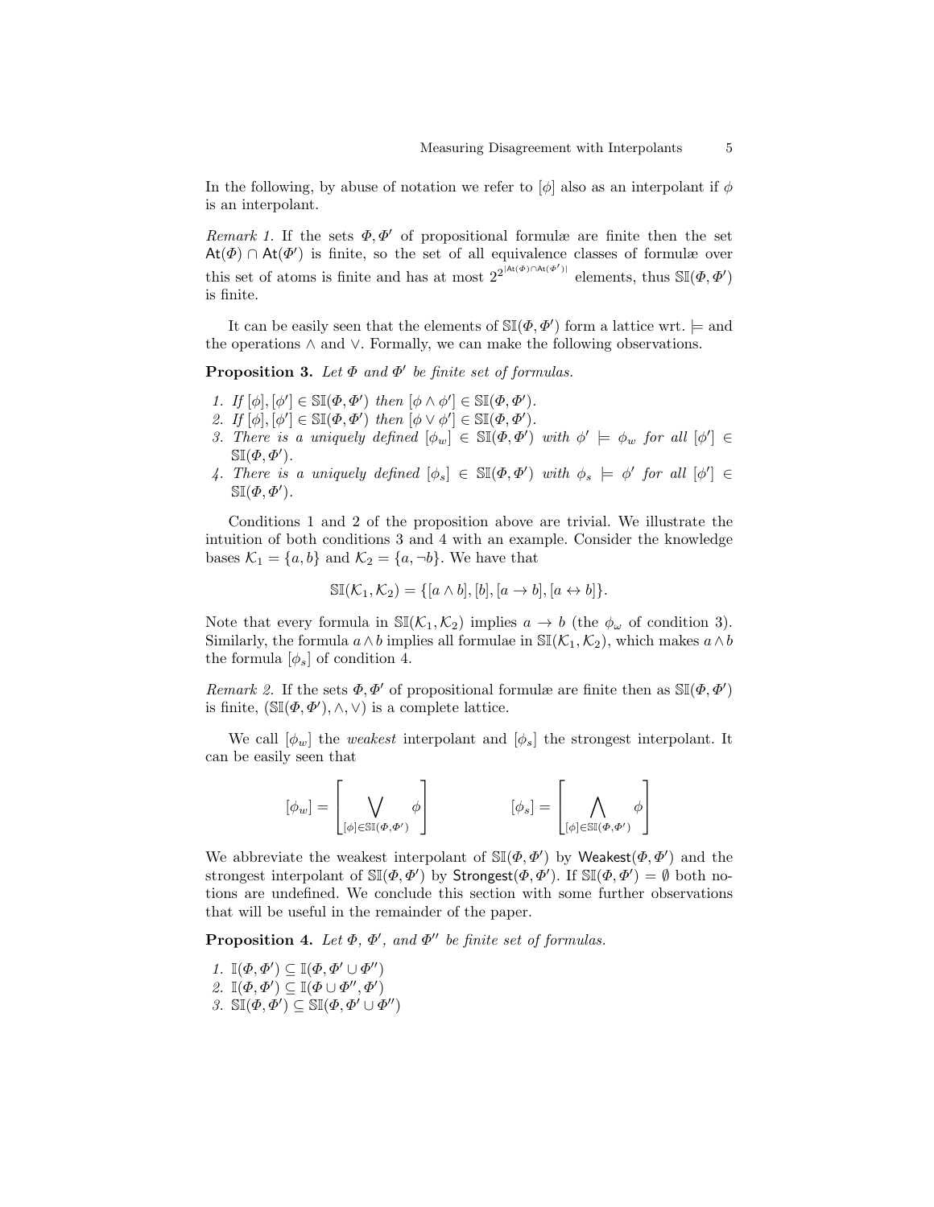In the following, by abuse of notation we refer to $[\phi]$ also as an interpolant if $\phi$ is an interpolant.

*Remark 1.* If the sets $\Phi, \Phi'$ of propositional formulæ are finite then the set $\mathsf{At}(\Phi) \cap \mathsf{At}(\Phi')$ is finite, so the set of all equivalence classes of formulæ over this set of atoms is finite and has at most $2^{2^{|\mathsf{At}(\Phi) \cap \mathsf{At}(\Phi')|}}$ elements, thus $\mathbb{SI}(\Phi, \Phi')$ is finite.

It can be easily seen that the elements of $\mathbb{SI}(\Phi, \Phi')$ form a lattice wrt. $\models$ and the operations $\wedge$ and $\vee$. Formally, we can make the following observations.

**Proposition 3.** *Let $\Phi$ and $\Phi'$ be finite set of formulas.*

1. *If $[\phi], [\phi'] \in \mathbb{SI}(\Phi, \Phi')$ then $[\phi \wedge \phi'] \in \mathbb{SI}(\Phi, \Phi')$.*
2. *If $[\phi], [\phi'] \in \mathbb{SI}(\Phi, \Phi')$ then $[\phi \vee \phi'] \in \mathbb{SI}(\Phi, \Phi')$.*
3. *There is a uniquely defined $[\phi_w] \in \mathbb{SI}(\Phi, \Phi')$ with $\phi' \models \phi_w$ for all $[\phi'] \in \mathbb{SI}(\Phi, \Phi')$.*
4. *There is a uniquely defined $[\phi_s] \in \mathbb{SI}(\Phi, \Phi')$ with $\phi_s \models \phi'$ for all $[\phi'] \in \mathbb{SI}(\Phi, \Phi')$.*

Conditions 1 and 2 of the proposition above are trivial. We illustrate the intuition of both conditions 3 and 4 with an example. Consider the knowledge bases $\mathcal{K}_1 = \{a, b\}$ and $\mathcal{K}_2 = \{a, \neg b\}$. We have that

$$\mathbb{SI}(\mathcal{K}_1, \mathcal{K}_2) = \{[a \wedge b], [b], [a \rightarrow b], [a \leftrightarrow b]\}.$$

Note that every formula in $\mathbb{SI}(\mathcal{K}_1, \mathcal{K}_2)$ implies $a \rightarrow b$ (the $\phi_\omega$ of condition 3). Similarly, the formula $a \wedge b$ implies all formulae in $\mathbb{SI}(\mathcal{K}_1, \mathcal{K}_2)$, which makes $a \wedge b$ the formula $[\phi_s]$ of condition 4.

*Remark 2.* If the sets $\Phi, \Phi'$ of propositional formulæ are finite then as $\mathbb{SI}(\Phi, \Phi')$ is finite, $(\mathbb{SI}(\Phi, \Phi'), \wedge, \vee)$ is a complete lattice.

We call $[\phi_w]$ the *weakest* interpolant and $[\phi_s]$ the strongest interpolant. It can be easily seen that

$$[\phi_w] = \left[ \bigvee_{[\phi] \in \mathbb{SI}(\Phi, \Phi')} \phi \right] \qquad\qquad [\phi_s] = \left[ \bigwedge_{[\phi] \in \mathbb{SI}(\Phi, \Phi')} \phi \right]$$

We abbreviate the weakest interpolant of $\mathbb{SI}(\Phi, \Phi')$ by $\mathsf{Weakest}(\Phi, \Phi')$ and the strongest interpolant of $\mathbb{SI}(\Phi, \Phi')$ by $\mathsf{Strongest}(\Phi, \Phi')$. If $\mathbb{SI}(\Phi, \Phi') = \emptyset$ both notions are undefined. We conclude this section with some further observations that will be useful in the remainder of the paper.

**Proposition 4.** *Let $\Phi$, $\Phi'$, and $\Phi''$ be finite set of formulas.*

1. *$\mathbb{I}(\Phi, \Phi') \subseteq \mathbb{I}(\Phi, \Phi' \cup \Phi'')$*
2. *$\mathbb{I}(\Phi, \Phi') \subseteq \mathbb{I}(\Phi \cup \Phi'', \Phi')$*
3. *$\mathbb{SI}(\Phi, \Phi') \subseteq \mathbb{SI}(\Phi, \Phi' \cup \Phi'')$*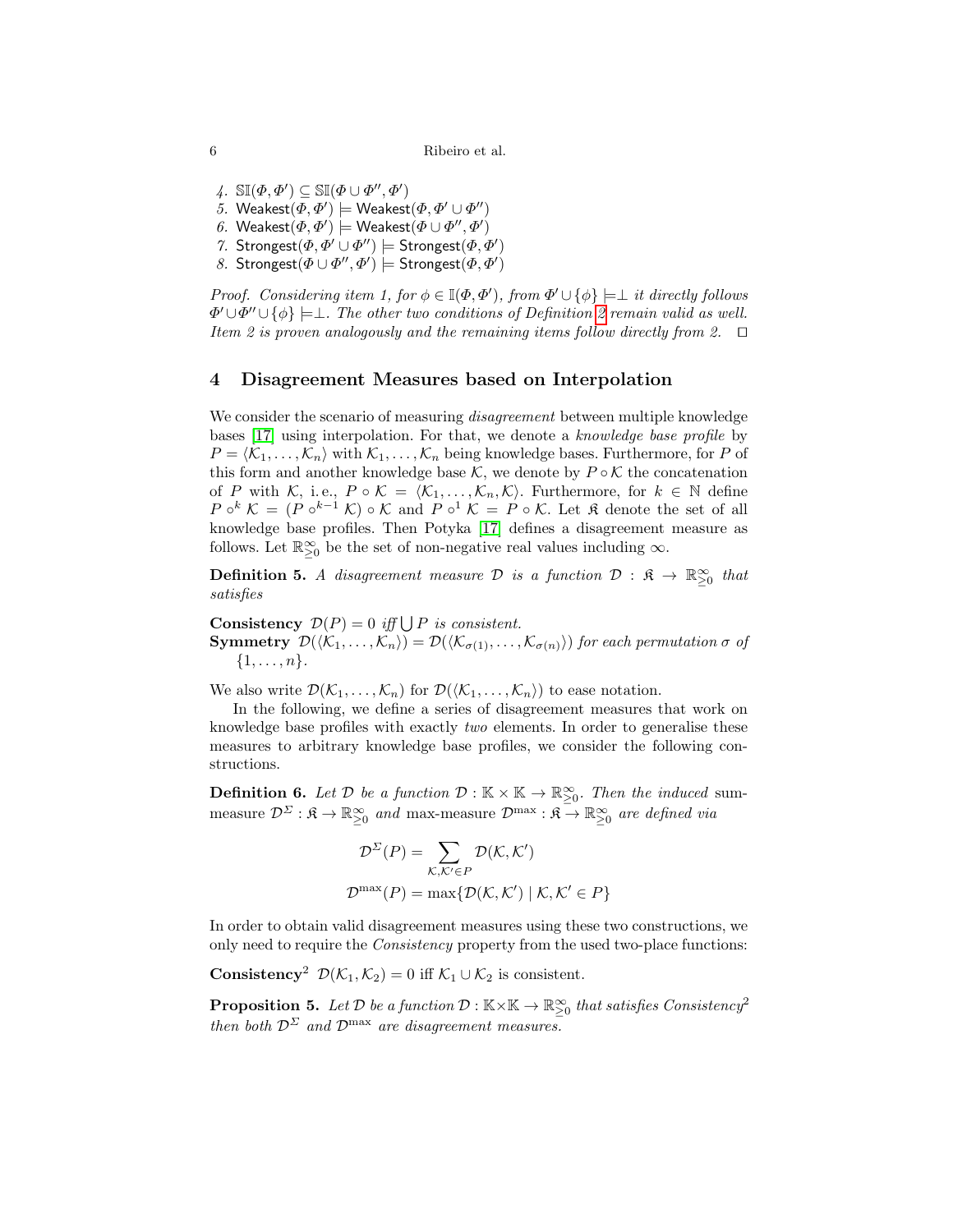4. $\mathbb{SI}(\Phi, \Phi') \subseteq \mathbb{SI}(\Phi \cup \Phi'', \Phi')$
5. $\mathsf{Weakest}(\Phi, \Phi') \models \mathsf{Weakest}(\Phi, \Phi' \cup \Phi'')$
6. $\mathsf{Weakest}(\Phi, \Phi') \models \mathsf{Weakest}(\Phi \cup \Phi'', \Phi')$
7. $\mathsf{Strongest}(\Phi, \Phi' \cup \Phi'') \models \mathsf{Strongest}(\Phi, \Phi')$
8. $\mathsf{Strongest}(\Phi \cup \Phi'', \Phi') \models \mathsf{Strongest}(\Phi, \Phi')$

*Proof.* *Considering item 1, for $\phi \in \mathbb{I}(\Phi, \Phi')$, from $\Phi' \cup \{\phi\} \models \perp$ it directly follows $\Phi' \cup \Phi'' \cup \{\phi\} \models \perp$. The other two conditions of Definition 2 remain valid as well. Item 2 is proven analogously and the remaining items follow directly from 2.* □

## 4 Disagreement Measures based on Interpolation

We consider the scenario of measuring *disagreement* between multiple knowledge bases [17] using interpolation. For that, we denote a *knowledge base profile* by $P = \langle \mathcal{K}_1, \ldots, \mathcal{K}_n \rangle$ with $\mathcal{K}_1, \ldots, \mathcal{K}_n$ being knowledge bases. Furthermore, for $P$ of this form and another knowledge base $\mathcal{K}$, we denote by $P \circ \mathcal{K}$ the concatenation of $P$ with $\mathcal{K}$, i. e., $P \circ \mathcal{K} = \langle \mathcal{K}_1, \ldots, \mathcal{K}_n, \mathcal{K} \rangle$. Furthermore, for $k \in \mathbb{N}$ define $P \circ^k \mathcal{K} = (P \circ^{k-1} \mathcal{K}) \circ \mathcal{K}$ and $P \circ^1 \mathcal{K} = P \circ \mathcal{K}$. Let $\mathfrak{K}$ denote the set of all knowledge base profiles. Then Potyka [17] defines a disagreement measure as follows. Let $\mathbb{R}^{\infty}_{\geq 0}$ be the set of non-negative real values including $\infty$.

**Definition 5.** *A disagreement measure $\mathcal{D}$ is a function $\mathcal{D} : \mathfrak{K} \to \mathbb{R}^{\infty}_{\geq 0}$ that satisfies*

**Consistency** *$\mathcal{D}(P) = 0$ iff $\bigcup P$ is consistent.*
**Symmetry** *$\mathcal{D}(\langle \mathcal{K}_1, \ldots, \mathcal{K}_n \rangle) = \mathcal{D}(\langle \mathcal{K}_{\sigma(1)}, \ldots, \mathcal{K}_{\sigma(n)} \rangle)$ for each permutation $\sigma$ of $\{1, \ldots, n\}$.*

We also write $\mathcal{D}(\mathcal{K}_1, \ldots, \mathcal{K}_n)$ for $\mathcal{D}(\langle \mathcal{K}_1, \ldots, \mathcal{K}_n \rangle)$ to ease notation.

In the following, we define a series of disagreement measures that work on knowledge base profiles with exactly *two* elements. In order to generalise these measures to arbitrary knowledge base profiles, we consider the following constructions.

**Definition 6.** *Let $\mathcal{D}$ be a function $\mathcal{D} : \mathbb{K} \times \mathbb{K} \to \mathbb{R}^{\infty}_{\geq 0}$. Then the induced* sum-measure *$\mathcal{D}^{\Sigma} : \mathfrak{K} \to \mathbb{R}^{\infty}_{\geq 0}$ and* max-measure *$\mathcal{D}^{\max} : \mathfrak{K} \to \mathbb{R}^{\infty}_{\geq 0}$ are defined via*

$$\mathcal{D}^{\Sigma}(P) = \sum_{\mathcal{K}, \mathcal{K}' \in P} \mathcal{D}(\mathcal{K}, \mathcal{K}')$$

$$\mathcal{D}^{\max}(P) = \max\{\mathcal{D}(\mathcal{K}, \mathcal{K}') \mid \mathcal{K}, \mathcal{K}' \in P\}$$

In order to obtain valid disagreement measures using these two constructions, we only need to require the *Consistency* property from the used two-place functions:

**Consistency²** $\mathcal{D}(\mathcal{K}_1, \mathcal{K}_2) = 0$ iff $\mathcal{K}_1 \cup \mathcal{K}_2$ is consistent.

**Proposition 5.** *Let $\mathcal{D}$ be a function $\mathcal{D} : \mathbb{K} \times \mathbb{K} \to \mathbb{R}^{\infty}_{\geq 0}$ that satisfies Consistency² then both $\mathcal{D}^{\Sigma}$ and $\mathcal{D}^{\max}$ are disagreement measures.*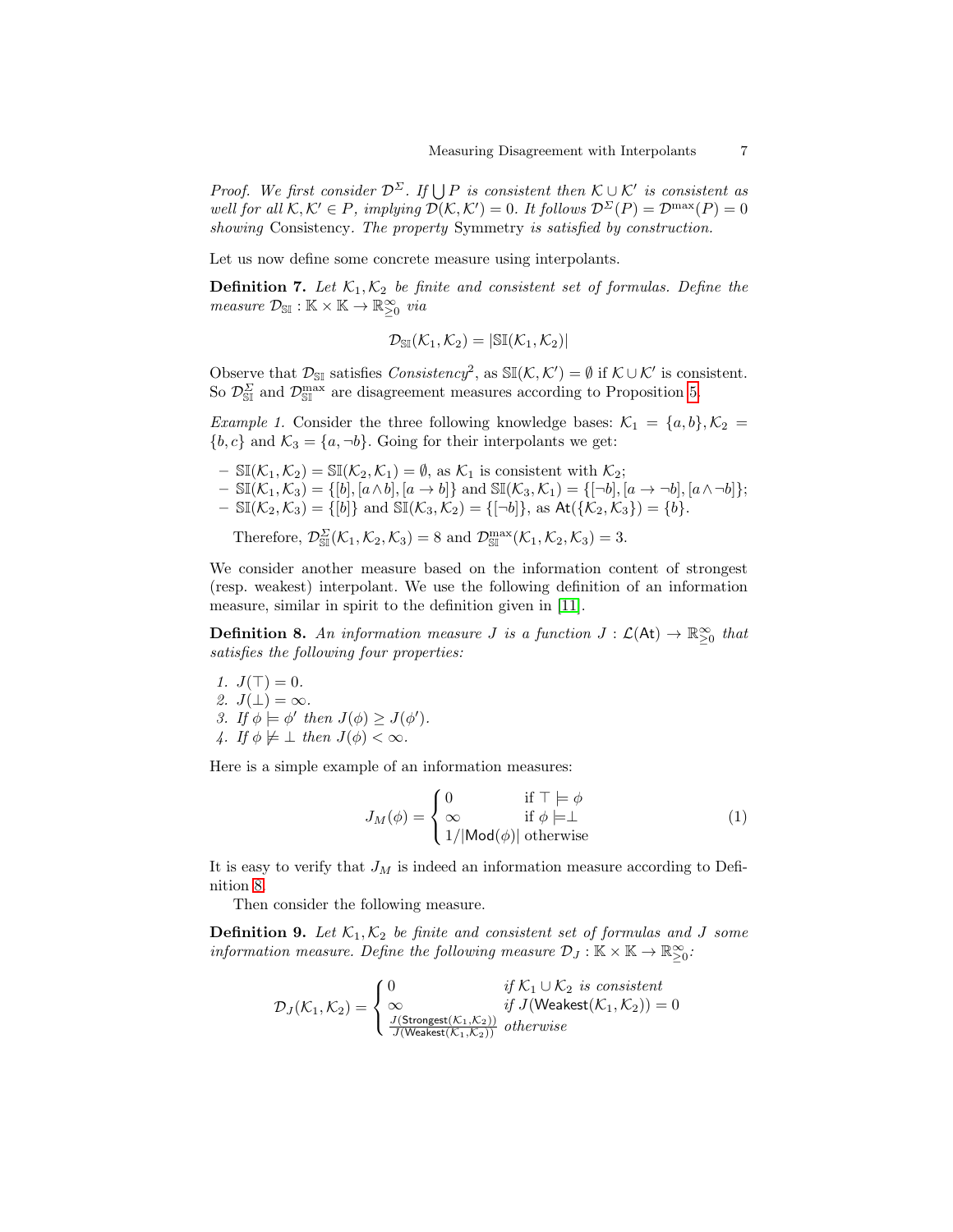*Proof. We first consider $\mathcal{D}^{\Sigma}$. If $\bigcup P$ is consistent then $\mathcal{K} \cup \mathcal{K}'$ is consistent as well for all $\mathcal{K}, \mathcal{K}' \in P$, implying $\mathcal{D}(\mathcal{K}, \mathcal{K}') = 0$. It follows $\mathcal{D}^{\Sigma}(P) = \mathcal{D}^{\max}(P) = 0$ showing* Consistency. *The property* Symmetry *is satisfied by construction.*

Let us now define some concrete measure using interpolants.

**Definition 7.** *Let $\mathcal{K}_1, \mathcal{K}_2$ be finite and consistent set of formulas. Define the measure $\mathcal{D}_{\mathbb{SI}} : \mathbb{K} \times \mathbb{K} \rightarrow \mathbb{R}^{\infty}_{\geq 0}$ via*

$$\mathcal{D}_{\mathbb{SI}}(\mathcal{K}_1, \mathcal{K}_2) = |\mathbb{SI}(\mathcal{K}_1, \mathcal{K}_2)|$$

Observe that $\mathcal{D}_{\mathbb{SI}}$ satisfies *Consistency*$^2$, as $\mathbb{SI}(\mathcal{K}, \mathcal{K}') = \emptyset$ if $\mathcal{K} \cup \mathcal{K}'$ is consistent. So $\mathcal{D}^{\Sigma}_{\mathbb{SI}}$ and $\mathcal{D}^{\max}_{\mathbb{SI}}$ are disagreement measures according to Proposition 5.

*Example 1.* Consider the three following knowledge bases: $\mathcal{K}_1 = \{a, b\}, \mathcal{K}_2 = \{b, c\}$ and $\mathcal{K}_3 = \{a, \neg b\}$. Going for their interpolants we get:

- $\mathbb{SI}(\mathcal{K}_1, \mathcal{K}_2) = \mathbb{SI}(\mathcal{K}_2, \mathcal{K}_1) = \emptyset$, as $\mathcal{K}_1$ is consistent with $\mathcal{K}_2$;
- $\mathbb{SI}(\mathcal{K}_1, \mathcal{K}_3) = \{[b], [a \wedge b], [a \rightarrow b]\}$ and $\mathbb{SI}(\mathcal{K}_3, \mathcal{K}_1) = \{[\neg b], [a \rightarrow \neg b], [a \wedge \neg b]\}$;
- $\mathbb{SI}(\mathcal{K}_2, \mathcal{K}_3) = \{[b]\}$ and $\mathbb{SI}(\mathcal{K}_3, \mathcal{K}_2) = \{[\neg b]\}$, as $\mathsf{At}(\{\mathcal{K}_2, \mathcal{K}_3\}) = \{b\}$.

Therefore, $\mathcal{D}^{\Sigma}_{\mathbb{SI}}(\mathcal{K}_1, \mathcal{K}_2, \mathcal{K}_3) = 8$ and $\mathcal{D}^{\max}_{\mathbb{SI}}(\mathcal{K}_1, \mathcal{K}_2, \mathcal{K}_3) = 3$.

We consider another measure based on the information content of strongest (resp. weakest) interpolant. We use the following definition of an information measure, similar in spirit to the definition given in [11].

**Definition 8.** *An information measure $J$ is a function $J : \mathcal{L}(\mathsf{At}) \rightarrow \mathbb{R}^{\infty}_{\geq 0}$ that satisfies the following four properties:*

1. *$J(\top) = 0$.*
2. *$J(\bot) = \infty$.*
3. *If $\phi \models \phi'$ then $J(\phi) \geq J(\phi')$.*
4. *If $\phi \not\models \bot$ then $J(\phi) < \infty$.*

Here is a simple example of an information measures:

$$J_M(\phi) = \begin{cases} 0 & \text{if } \top \models \phi \\ \infty & \text{if } \phi \models \bot \\ 1/|\mathsf{Mod}(\phi)| & \text{otherwise} \end{cases} \tag{1}$$

It is easy to verify that $J_M$ is indeed an information measure according to Definition 8.

Then consider the following measure.

**Definition 9.** *Let $\mathcal{K}_1, \mathcal{K}_2$ be finite and consistent set of formulas and $J$ some information measure. Define the following measure $\mathcal{D}_J : \mathbb{K} \times \mathbb{K} \rightarrow \mathbb{R}^{\infty}_{\geq 0}$:*

$$\mathcal{D}_J(\mathcal{K}_1, \mathcal{K}_2) = \begin{cases} 0 & \text{if } \mathcal{K}_1 \cup \mathcal{K}_2 \text{ is consistent} \\ \infty & \text{if } J(\mathsf{Weakest}(\mathcal{K}_1, \mathcal{K}_2)) = 0 \\ \frac{J(\mathsf{Strongest}(\mathcal{K}_1, \mathcal{K}_2))}{J(\mathsf{Weakest}(\mathcal{K}_1, \mathcal{K}_2))} & \text{otherwise} \end{cases}$$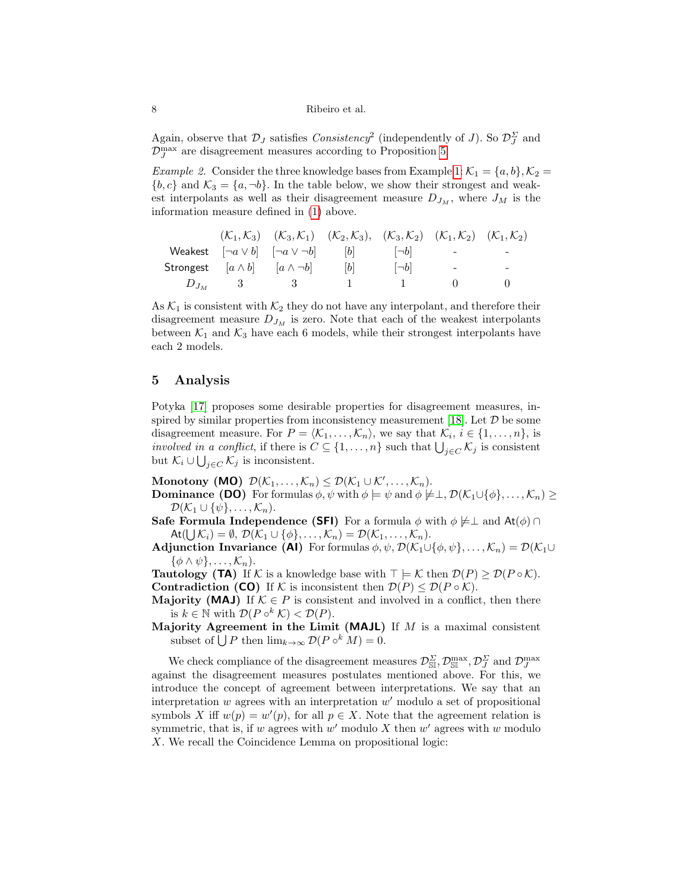Again, observe that $\mathcal{D}_J$ satisfies *Consistency*[2] (independently of $J$). So $\mathcal{D}_J^\Sigma$ and $\mathcal{D}_J^{\max}$ are disagreement measures according to Proposition 5.

*Example 2.* Consider the three knowledge bases from Example 1: $\mathcal{K}_1 = \{a, b\}, \mathcal{K}_2 = \{b, c\}$ and $\mathcal{K}_3 = \{a, \neg b\}$. In the table below, we show their strongest and weakest interpolants as well as their disagreement measure $D_{J_M}$, where $J_M$ is the information measure defined in (1) above.

| | $(\mathcal{K}_1, \mathcal{K}_3)$ | $(\mathcal{K}_3, \mathcal{K}_1)$ | $(\mathcal{K}_2, \mathcal{K}_3)$, | $(\mathcal{K}_3, \mathcal{K}_2)$ | $(\mathcal{K}_1, \mathcal{K}_2)$ | $(\mathcal{K}_1, \mathcal{K}_2)$ |
|---|---|---|---|---|---|---|
| Weakest | $[\neg a \vee b]$ | $[\neg a \vee \neg b]$ | $[b]$ | $[\neg b]$ | - | - |
| Strongest | $[a \wedge b]$ | $[a \wedge \neg b]$ | $[b]$ | $[\neg b]$ | - | - |
| $D_{J_M}$ | 3 | 3 | 1 | 1 | 0 | 0 |

As $\mathcal{K}_1$ is consistent with $\mathcal{K}_2$ they do not have any interpolant, and therefore their disagreement measure $D_{J_M}$ is zero. Note that each of the weakest interpolants between $\mathcal{K}_1$ and $\mathcal{K}_3$ have each 6 models, while their strongest interpolants have each 2 models.

## 5 Analysis

Potyka [17] proposes some desirable properties for disagreement measures, inspired by similar properties from inconsistency measurement [18]. Let $\mathcal{D}$ be some disagreement measure. For $P = \langle \mathcal{K}_1, \dots, \mathcal{K}_n \rangle$, we say that $\mathcal{K}_i$, $i \in \{1, \dots, n\}$, is *involved in a conflict*, if there is $C \subseteq \{1, \dots, n\}$ such that $\bigcup_{j \in C} \mathcal{K}_j$ is consistent but $\mathcal{K}_i \cup \bigcup_{j \in C} \mathcal{K}_j$ is inconsistent.

**Monotony (MO)** $\mathcal{D}(\mathcal{K}_1, \dots, \mathcal{K}_n) \leq \mathcal{D}(\mathcal{K}_1 \cup \mathcal{K}', \dots, \mathcal{K}_n)$.

**Dominance (DO)** For formulas $\phi, \psi$ with $\phi \models \psi$ and $\phi \not\models \perp$, $\mathcal{D}(\mathcal{K}_1 \cup \{\phi\}, \dots, \mathcal{K}_n) \geq \mathcal{D}(\mathcal{K}_1 \cup \{\psi\}, \dots, \mathcal{K}_n)$.

**Safe Formula Independence (SFI)** For a formula $\phi$ with $\phi \not\models \perp$ and $\mathsf{At}(\phi) \cap \mathsf{At}(\bigcup \mathcal{K}_i) = \emptyset$, $\mathcal{D}(\mathcal{K}_1 \cup \{\phi\}, \dots, \mathcal{K}_n) = \mathcal{D}(\mathcal{K}_1, \dots, \mathcal{K}_n)$.

**Adjunction Invariance (AI)** For formulas $\phi, \psi$, $\mathcal{D}(\mathcal{K}_1 \cup \{\phi, \psi\}, \dots, \mathcal{K}_n) = \mathcal{D}(\mathcal{K}_1 \cup \{\phi \wedge \psi\}, \dots, \mathcal{K}_n)$.

**Tautology (TA)** If $\mathcal{K}$ is a knowledge base with $\top \models \mathcal{K}$ then $\mathcal{D}(P) \geq \mathcal{D}(P \circ \mathcal{K})$.

**Contradiction (CO)** If $\mathcal{K}$ is inconsistent then $\mathcal{D}(P) \leq \mathcal{D}(P \circ \mathcal{K})$.

**Majority (MAJ)** If $\mathcal{K} \in P$ is consistent and involved in a conflict, then there is $k \in \mathbb{N}$ with $\mathcal{D}(P \circ^k \mathcal{K}) < \mathcal{D}(P)$.

**Majority Agreement in the Limit (MAJL)** If $M$ is a maximal consistent subset of $\bigcup P$ then $\lim_{k \to \infty} \mathcal{D}(P \circ^k M) = 0$.

We check compliance of the disagreement measures $\mathcal{D}_{\mathbb{SI}}^\Sigma, \mathcal{D}_{\mathbb{SI}}^{\max}, \mathcal{D}_J^\Sigma$ and $\mathcal{D}_J^{\max}$ against the disagreement measures postulates mentioned above. For this, we introduce the concept of agreement between interpretations. We say that an interpretation $w$ agrees with an interpretation $w'$ modulo a set of propositional symbols $X$ iff $w(p) = w'(p)$, for all $p \in X$. Note that the agreement relation is symmetric, that is, if $w$ agrees with $w'$ modulo $X$ then $w'$ agrees with $w$ modulo $X$. We recall the Coincidence Lemma on propositional logic: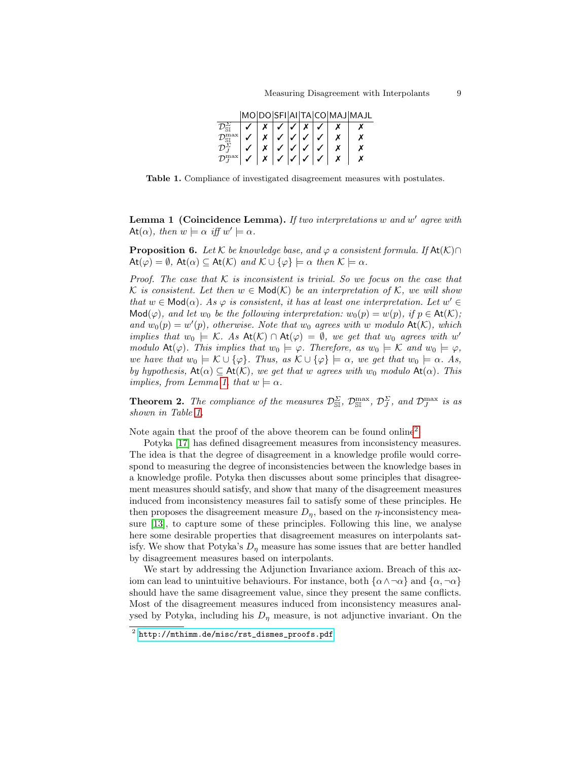| | MO | DO | SFI | AI | TA | CO | MAJ | MAJL |
|---|---|---|---|---|---|---|---|---|
| $\mathcal{D}^{\Sigma}_{\mathbb{SI}}$ | ✓ | ✗ | ✓ | ✓ | ✗ | ✓ | ✗ | ✗ |
| $\mathcal{D}^{\max}_{\mathbb{SI}}$ | ✓ | ✗ | ✓ | ✓ | ✓ | ✓ | ✗ | ✗ |
| $\mathcal{D}^{\Sigma}_{J}$ | ✓ | ✗ | ✓ | ✓ | ✓ | ✓ | ✗ | ✗ |
| $\mathcal{D}^{\max}_{J}$ | ✓ | ✗ | ✓ | ✓ | ✓ | ✓ | ✗ | ✗ |

**Table 1.** Compliance of investigated disagreement measures with postulates.

**Lemma 1 (Coincidence Lemma).** *If two interpretations $w$ and $w'$ agree with $\mathsf{At}(\alpha)$, then $w \models \alpha$ iff $w' \models \alpha$.*

**Proposition 6.** *Let $\mathcal{K}$ be knowledge base, and $\varphi$ a consistent formula. If $\mathsf{At}(\mathcal{K}) \cap \mathsf{At}(\varphi) = \emptyset$, $\mathsf{At}(\alpha) \subseteq \mathsf{At}(\mathcal{K})$ and $\mathcal{K} \cup \{\varphi\} \models \alpha$ then $\mathcal{K} \models \alpha$.*

*Proof.* The case that $\mathcal{K}$ is inconsistent is trivial. So we focus on the case that $\mathcal{K}$ is consistent. Let then $w \in \mathsf{Mod}(\mathcal{K})$ be an interpretation of $\mathcal{K}$, we will show that $w \in \mathsf{Mod}(\alpha)$. As $\varphi$ is consistent, it has at least one interpretation. Let $w' \in \mathsf{Mod}(\varphi)$, and let $w_0$ be the following interpretation: $w_0(p) = w(p)$, if $p \in \mathsf{At}(\mathcal{K})$; and $w_0(p) = w'(p)$, otherwise. Note that $w_0$ agrees with $w$ modulo $\mathsf{At}(\mathcal{K})$, which implies that $w_0 \models \mathcal{K}$. As $\mathsf{At}(\mathcal{K}) \cap \mathsf{At}(\varphi) = \emptyset$, we get that $w_0$ agrees with $w'$ modulo $\mathsf{At}(\varphi)$. This implies that $w_0 \models \varphi$. Therefore, as $w_0 \models \mathcal{K}$ and $w_0 \models \varphi$, we have that $w_0 \models \mathcal{K} \cup \{\varphi\}$. Thus, as $\mathcal{K} \cup \{\varphi\} \models \alpha$, we get that $w_0 \models \alpha$. As, by hypothesis, $\mathsf{At}(\alpha) \subseteq \mathsf{At}(\mathcal{K})$, we get that $w$ agrees with $w_0$ modulo $\mathsf{At}(\alpha)$. This implies, from Lemma 1, that $w \models \alpha$.

**Theorem 2.** *The compliance of the measures $\mathcal{D}^{\Sigma}_{\mathbb{SI}}$, $\mathcal{D}^{\max}_{\mathbb{SI}}$, $\mathcal{D}^{\Sigma}_{J}$, and $\mathcal{D}^{\max}_{J}$ is as shown in Table 1.*

Note again that the proof of the above theorem can be found online[2].

Potyka [17] has defined disagreement measures from inconsistency measures. The idea is that the degree of disagreement in a knowledge profile would correspond to measuring the degree of inconsistencies between the knowledge bases in a knowledge profile. Potyka then discusses about some principles that disagreement measures should satisfy, and show that many of the disagreement measures induced from inconsistency measures fail to satisfy some of these principles. He then proposes the disagreement measure $D_\eta$, based on the $\eta$-inconsistency measure [13], to capture some of these principles. Following this line, we analyse here some desirable properties that disagreement measures on interpolants satisfy. We show that Potyka's $D_\eta$ measure has some issues that are better handled by disagreement measures based on interpolants.

We start by addressing the Adjunction Invariance axiom. Breach of this axiom can lead to unintuitive behaviours. For instance, both $\{\alpha \wedge \neg\alpha\}$ and $\{\alpha, \neg\alpha\}$ should have the same disagreement value, since they present the same conflicts. Most of the disagreement measures induced from inconsistency measures analysed by Potyka, including his $D_\eta$ measure, is not adjunctive invariant. On the

[2] http://mthimm.de/misc/rst_dismes_proofs.pdf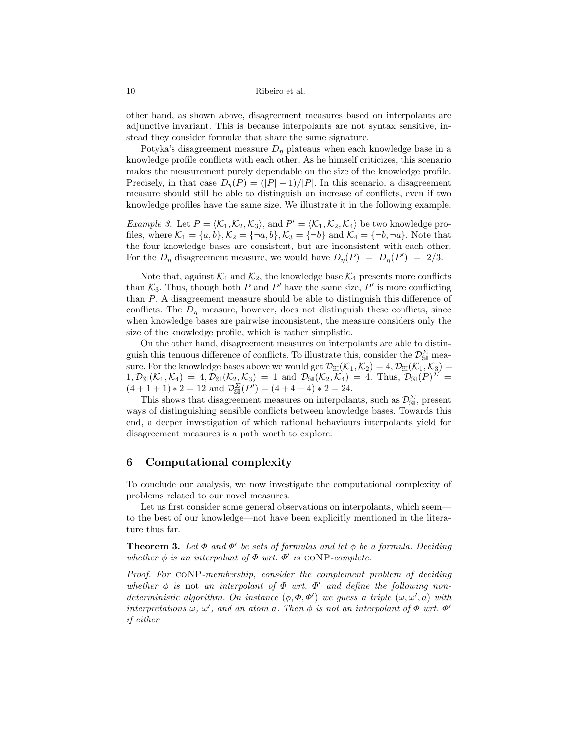other hand, as shown above, disagreement measures based on interpolants are adjunctive invariant. This is because interpolants are not syntax sensitive, instead they consider formulæ that share the same signature.

Potyka's disagreement measure $D_\eta$ plateaus when each knowledge base in a knowledge profile conflicts with each other. As he himself criticizes, this scenario makes the measurement purely dependable on the size of the knowledge profile. Precisely, in that case $D_\eta(P) = (|P| - 1)/|P|$. In this scenario, a disagreement measure should still be able to distinguish an increase of conflicts, even if two knowledge profiles have the same size. We illustrate it in the following example.

*Example 3.* Let $P = \langle \mathcal{K}_1, \mathcal{K}_2, \mathcal{K}_3 \rangle$, and $P' = \langle \mathcal{K}_1, \mathcal{K}_2, \mathcal{K}_4 \rangle$ be two knowledge profiles, where $\mathcal{K}_1 = \{a, b\}, \mathcal{K}_2 = \{\neg a, b\}, \mathcal{K}_3 = \{\neg b\}$ and $\mathcal{K}_4 = \{\neg b, \neg a\}$. Note that the four knowledge bases are consistent, but are inconsistent with each other. For the $D_\eta$ disagreement measure, we would have $D_\eta(P) = D_\eta(P') = 2/3$.

Note that, against $\mathcal{K}_1$ and $\mathcal{K}_2$, the knowledge base $\mathcal{K}_4$ presents more conflicts than $\mathcal{K}_3$. Thus, though both $P$ and $P'$ have the same size, $P'$ is more conflicting than $P$. A disagreement measure should be able to distinguish this difference of conflicts. The $D_\eta$ measure, however, does not distinguish these conflicts, since when knowledge bases are pairwise inconsistent, the measure considers only the size of the knowledge profile, which is rather simplistic.

On the other hand, disagreement measures on interpolants are able to distinguish this tenuous difference of conflicts. To illustrate this, consider the $\mathcal{D}^{\Sigma}_{\mathbb{SI}}$ measure. For the knowledge bases above we would get $\mathcal{D}_{\mathbb{SI}}(\mathcal{K}_1, \mathcal{K}_2) = 4, \mathcal{D}_{\mathbb{SI}}(\mathcal{K}_1, \mathcal{K}_3) = 1, \mathcal{D}_{\mathbb{SI}}(\mathcal{K}_1, \mathcal{K}_4) = 4, \mathcal{D}_{\mathbb{SI}}(\mathcal{K}_2, \mathcal{K}_3) = 1$ and $\mathcal{D}_{\mathbb{SI}}(\mathcal{K}_2, \mathcal{K}_4) = 4$. Thus, $\mathcal{D}_{\mathbb{SI}}(P)^{\Sigma} = (4 + 1 + 1) * 2 = 12$ and $\mathcal{D}^{\Sigma}_{\mathbb{SI}}(P') = (4 + 4 + 4) * 2 = 24$.

This shows that disagreement measures on interpolants, such as $\mathcal{D}^{\Sigma}_{\mathbb{SI}}$, present ways of distinguishing sensible conflicts between knowledge bases. Towards this end, a deeper investigation of which rational behaviours interpolants yield for disagreement measures is a path worth to explore.

## 6 Computational complexity

To conclude our analysis, we now investigate the computational complexity of problems related to our novel measures.

Let us first consider some general observations on interpolants, which seem—to the best of our knowledge—not have been explicitly mentioned in the literature thus far.

**Theorem 3.** *Let $\Phi$ and $\Phi'$ be sets of formulas and let $\phi$ be a formula. Deciding whether $\phi$ is an interpolant of $\Phi$ wrt. $\Phi'$ is* coNP*-complete.*

*Proof.* *For* coNP*-membership, consider the complement problem of deciding whether $\phi$ is* not *an interpolant of $\Phi$ wrt. $\Phi'$ and define the following non-deterministic algorithm. On instance $(\phi, \Phi, \Phi')$ we guess a triple $(\omega, \omega', a)$ with interpretations $\omega$, $\omega'$, and an atom $a$. Then $\phi$ is not an interpolant of $\Phi$ wrt. $\Phi'$ if either*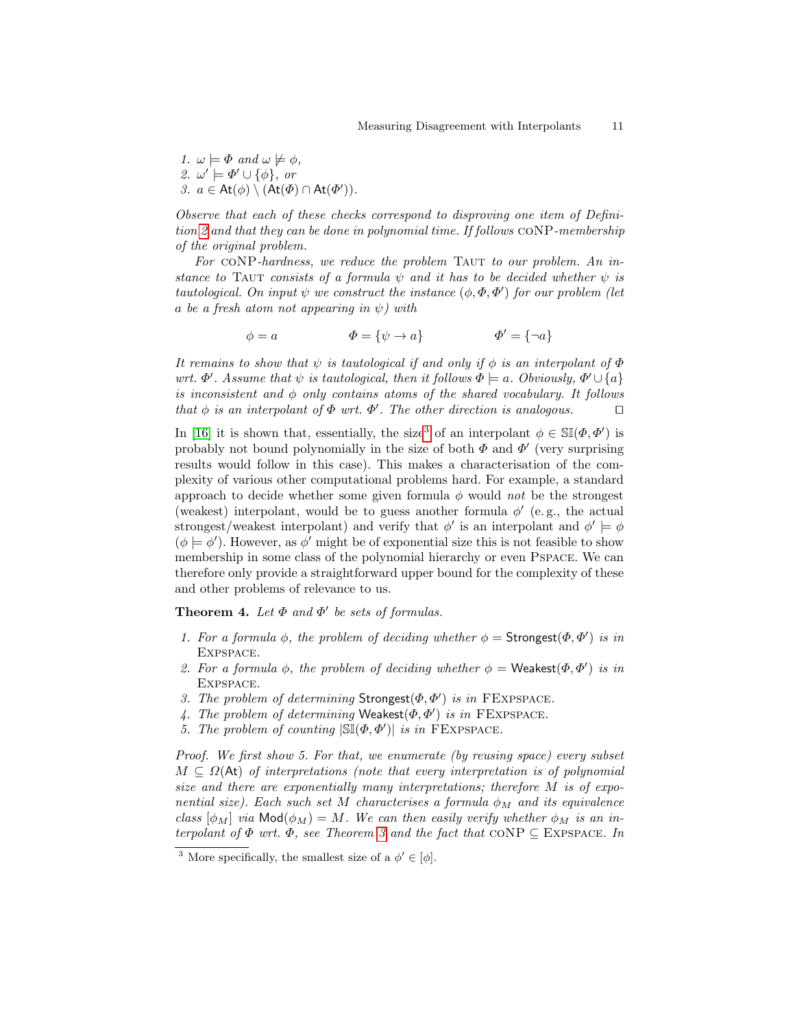1. *$\omega \models \Phi$ and $\omega \not\models \phi$,*
2. *$\omega' \models \Phi' \cup \{\phi\}$, or*
3. *$a \in \mathsf{At}(\phi) \setminus (\mathsf{At}(\Phi) \cap \mathsf{At}(\Phi'))$.*

*Observe that each of these checks correspond to disproving one item of Definition 2 and that they can be done in polynomial time. If follows* coNP*-membership of the original problem.*

*For* coNP*-hardness, we reduce the problem* Taut *to our problem. An instance to* Taut *consists of a formula $\psi$ and it has to be decided whether $\psi$ is tautological. On input $\psi$ we construct the instance $(\phi, \Phi, \Phi')$ for our problem (let $a$ be a fresh atom not appearing in $\psi$) with*

$$\phi = a \qquad \Phi = \{\psi \rightarrow a\} \qquad \Phi' = \{\neg a\}$$

*It remains to show that $\psi$ is tautological if and only if $\phi$ is an interpolant of $\Phi$ wrt. $\Phi'$. Assume that $\psi$ is tautological, then it follows $\Phi \models a$. Obviously, $\Phi' \cup \{a\}$ is inconsistent and $\phi$ only contains atoms of the shared vocabulary. It follows that $\phi$ is an interpolant of $\Phi$ wrt. $\Phi'$. The other direction is analogous.* ◻

In [16] it is shown that, essentially, the size[3] of an interpolant $\phi \in \mathbb{SI}(\Phi, \Phi')$ is probably not bound polynomially in the size of both $\Phi$ and $\Phi'$ (very surprising results would follow in this case). This makes a characterisation of the complexity of various other computational problems hard. For example, a standard approach to decide whether some given formula $\phi$ would *not* be the strongest (weakest) interpolant, would be to guess another formula $\phi'$ (e.g., the actual strongest/weakest interpolant) and verify that $\phi'$ is an interpolant and $\phi' \models \phi$ ($\phi \models \phi'$). However, as $\phi'$ might be of exponential size this is not feasible to show membership in some class of the polynomial hierarchy or even Pspace. We can therefore only provide a straightforward upper bound for the complexity of these and other problems of relevance to us.

**Theorem 4.** *Let $\Phi$ and $\Phi'$ be sets of formulas.*

1. *For a formula $\phi$, the problem of deciding whether $\phi = \mathsf{Strongest}(\Phi, \Phi')$ is in* Expspace.
2. *For a formula $\phi$, the problem of deciding whether $\phi = \mathsf{Weakest}(\Phi, \Phi')$ is in* Expspace.
3. *The problem of determining $\mathsf{Strongest}(\Phi, \Phi')$ is in* FExpspace.
4. *The problem of determining $\mathsf{Weakest}(\Phi, \Phi')$ is in* FExpspace.
5. *The problem of counting $|\mathbb{SI}(\Phi, \Phi')|$ is in* FExpspace.

*Proof. We first show 5. For that, we enumerate (by reusing space) every subset $M \subseteq \Omega(\mathsf{At})$ of interpretations (note that every interpretation is of polynomial size and there are exponentially many interpretations; therefore $M$ is of exponential size). Each such set $M$ characterises a formula $\phi_M$ and its equivalence class $[\phi_M]$ via $\mathsf{Mod}(\phi_M) = M$. We can then easily verify whether $\phi_M$ is an interpolant of $\Phi$ wrt. $\Phi$, see Theorem 3 and the fact that* coNP $\subseteq$ Expspace*. In*

[3] More specifically, the smallest size of a $\phi' \in [\phi]$.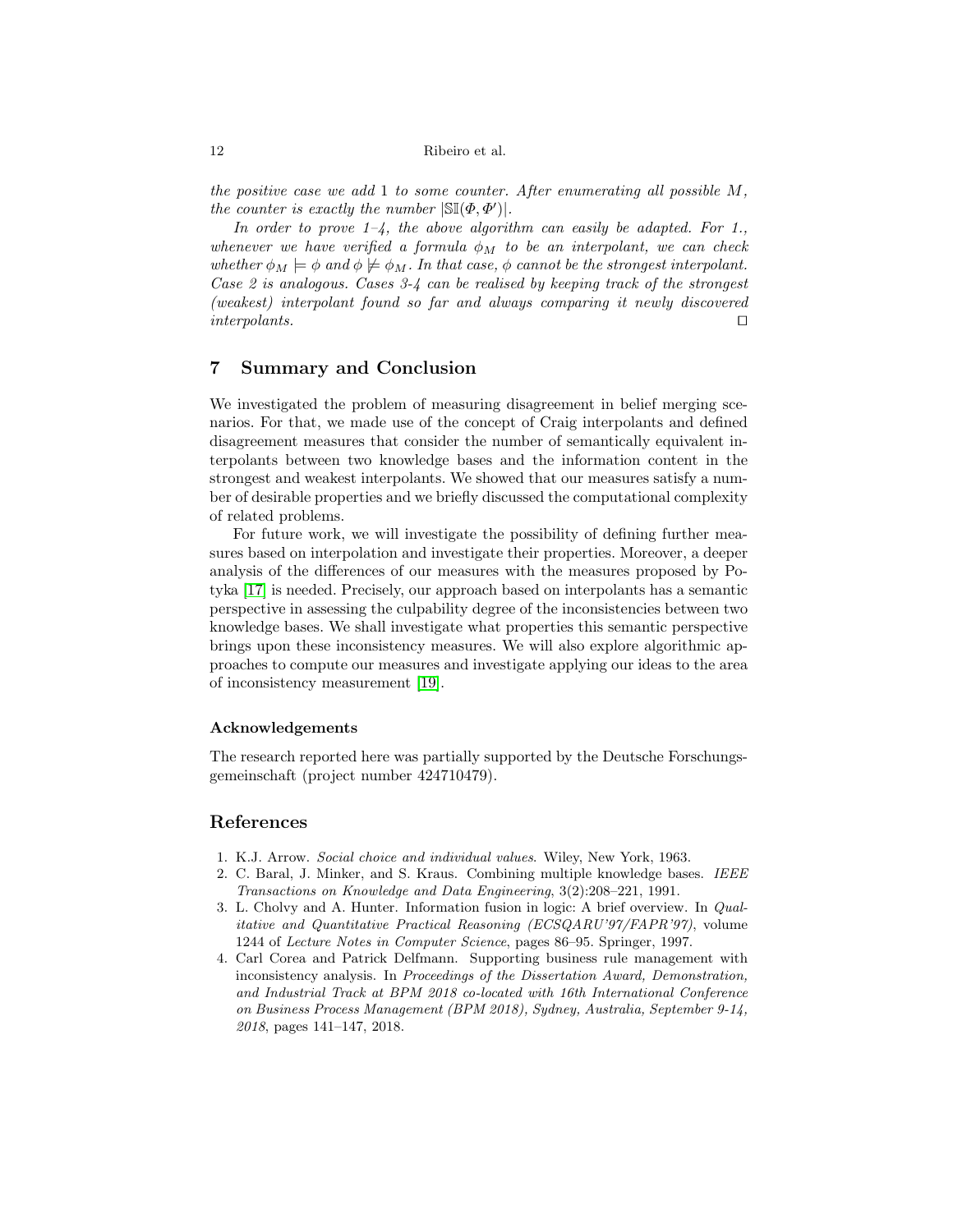*the positive case we add 1 to some counter. After enumerating all possible $M$, the counter is exactly the number $|\mathbb{SI}(\Phi, \Phi')|$.*

*In order to prove 1–4, the above algorithm can easily be adapted. For 1., whenever we have verified a formula $\phi_M$ to be an interpolant, we can check whether $\phi_M \models \phi$ and $\phi \not\models \phi_M$. In that case, $\phi$ cannot be the strongest interpolant. Case 2 is analogous. Cases 3-4 can be realised by keeping track of the strongest (weakest) interpolant found so far and always comparing it newly discovered interpolants.* □

## 7 Summary and Conclusion

We investigated the problem of measuring disagreement in belief merging scenarios. For that, we made use of the concept of Craig interpolants and defined disagreement measures that consider the number of semantically equivalent interpolants between two knowledge bases and the information content in the strongest and weakest interpolants. We showed that our measures satisfy a number of desirable properties and we briefly discussed the computational complexity of related problems.

For future work, we will investigate the possibility of defining further measures based on interpolation and investigate their properties. Moreover, a deeper analysis of the differences of our measures with the measures proposed by Potyka [17] is needed. Precisely, our approach based on interpolants has a semantic perspective in assessing the culpability degree of the inconsistencies between two knowledge bases. We shall investigate what properties this semantic perspective brings upon these inconsistency measures. We will also explore algorithmic approaches to compute our measures and investigate applying our ideas to the area of inconsistency measurement [19].

### Acknowledgements

The research reported here was partially supported by the Deutsche Forschungsgemeinschaft (project number 424710479).

## References

1. K.J. Arrow. *Social choice and individual values*. Wiley, New York, 1963.
2. C. Baral, J. Minker, and S. Kraus. Combining multiple knowledge bases. *IEEE Transactions on Knowledge and Data Engineering*, 3(2):208–221, 1991.
3. L. Cholvy and A. Hunter. Information fusion in logic: A brief overview. In *Qualitative and Quantitative Practical Reasoning (ECSQARU'97/FAPR'97)*, volume 1244 of *Lecture Notes in Computer Science*, pages 86–95. Springer, 1997.
4. Carl Corea and Patrick Delfmann. Supporting business rule management with inconsistency analysis. In *Proceedings of the Dissertation Award, Demonstration, and Industrial Track at BPM 2018 co-located with 16th International Conference on Business Process Management (BPM 2018), Sydney, Australia, September 9-14, 2018*, pages 141–147, 2018.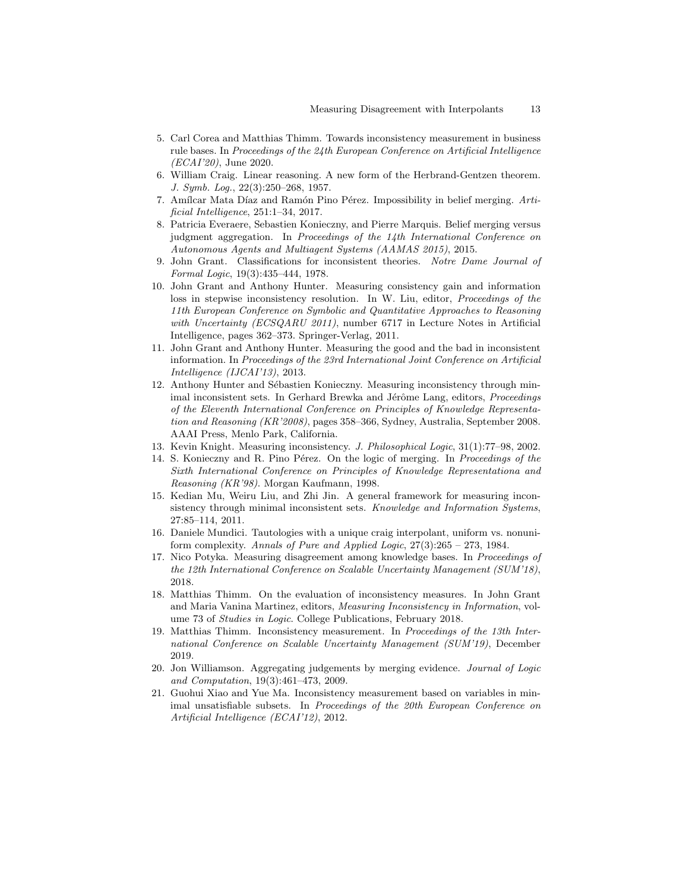5. Carl Corea and Matthias Thimm. Towards inconsistency measurement in business rule bases. In *Proceedings of the 24th European Conference on Artificial Intelligence (ECAI'20)*, June 2020.
6. William Craig. Linear reasoning. A new form of the Herbrand-Gentzen theorem. *J. Symb. Log.*, 22(3):250–268, 1957.
7. Amílcar Mata Díaz and Ramón Pino Pérez. Impossibility in belief merging. *Artificial Intelligence*, 251:1–34, 2017.
8. Patricia Everaere, Sebastien Konieczny, and Pierre Marquis. Belief merging versus judgment aggregation. In *Proceedings of the 14th International Conference on Autonomous Agents and Multiagent Systems (AAMAS 2015)*, 2015.
9. John Grant. Classifications for inconsistent theories. *Notre Dame Journal of Formal Logic*, 19(3):435–444, 1978.
10. John Grant and Anthony Hunter. Measuring consistency gain and information loss in stepwise inconsistency resolution. In W. Liu, editor, *Proceedings of the 11th European Conference on Symbolic and Quantitative Approaches to Reasoning with Uncertainty (ECSQARU 2011)*, number 6717 in Lecture Notes in Artificial Intelligence, pages 362–373. Springer-Verlag, 2011.
11. John Grant and Anthony Hunter. Measuring the good and the bad in inconsistent information. In *Proceedings of the 23rd International Joint Conference on Artificial Intelligence (IJCAI'13)*, 2013.
12. Anthony Hunter and Sébastien Konieczny. Measuring inconsistency through minimal inconsistent sets. In Gerhard Brewka and Jérôme Lang, editors, *Proceedings of the Eleventh International Conference on Principles of Knowledge Representation and Reasoning (KR'2008)*, pages 358–366, Sydney, Australia, September 2008. AAAI Press, Menlo Park, California.
13. Kevin Knight. Measuring inconsistency. *J. Philosophical Logic*, 31(1):77–98, 2002.
14. S. Konieczny and R. Pino Pérez. On the logic of merging. In *Proceedings of the Sixth International Conference on Principles of Knowledge Representationa and Reasoning (KR'98)*. Morgan Kaufmann, 1998.
15. Kedian Mu, Weiru Liu, and Zhi Jin. A general framework for measuring inconsistency through minimal inconsistent sets. *Knowledge and Information Systems*, 27:85–114, 2011.
16. Daniele Mundici. Tautologies with a unique craig interpolant, uniform vs. nonuniform complexity. *Annals of Pure and Applied Logic*, 27(3):265 – 273, 1984.
17. Nico Potyka. Measuring disagreement among knowledge bases. In *Proceedings of the 12th International Conference on Scalable Uncertainty Management (SUM'18)*, 2018.
18. Matthias Thimm. On the evaluation of inconsistency measures. In John Grant and Maria Vanina Martinez, editors, *Measuring Inconsistency in Information*, volume 73 of *Studies in Logic*. College Publications, February 2018.
19. Matthias Thimm. Inconsistency measurement. In *Proceedings of the 13th International Conference on Scalable Uncertainty Management (SUM'19)*, December 2019.
20. Jon Williamson. Aggregating judgements by merging evidence. *Journal of Logic and Computation*, 19(3):461–473, 2009.
21. Guohui Xiao and Yue Ma. Inconsistency measurement based on variables in minimal unsatisfiable subsets. In *Proceedings of the 20th European Conference on Artificial Intelligence (ECAI'12)*, 2012.